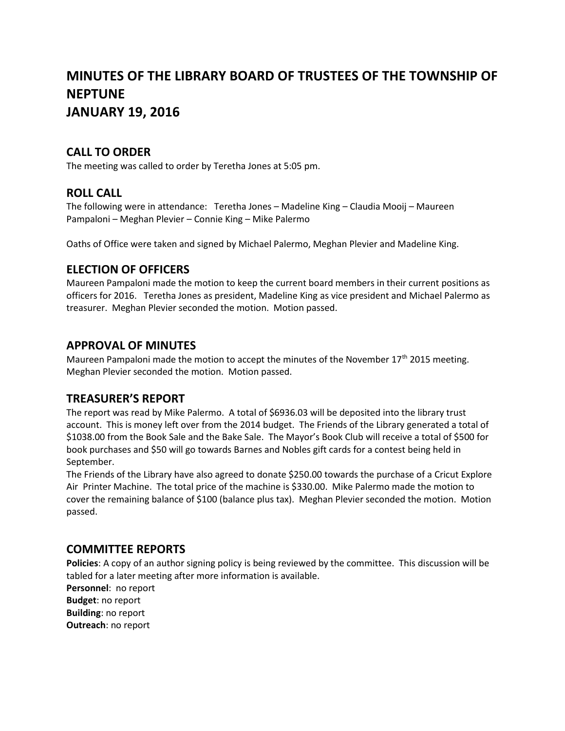# MINUTES OF THE LIBRARY BOARD OF TRUSTEES OF THE TOWNSHIP OF NEPTUNE
# JANUARY 19, 2016

## CALL TO ORDER

The meeting was called to order by Teretha Jones at 5:05 pm.

## ROLL CALL

The following were in attendance: Teretha Jones – Madeline King – Claudia Mooij – Maureen Pampaloni – Meghan Plevier – Connie King – Mike Palermo

Oaths of Office were taken and signed by Michael Palermo, Meghan Plevier and Madeline King.

## ELECTION OF OFFICERS

Maureen Pampaloni made the motion to keep the current board members in their current positions as officers for 2016. Teretha Jones as president, Madeline King as vice president and Michael Palermo as treasurer. Meghan Plevier seconded the motion. Motion passed.

## APPROVAL OF MINUTES

Maureen Pampaloni made the motion to accept the minutes of the November 17th 2015 meeting. Meghan Plevier seconded the motion. Motion passed.

## TREASURER'S REPORT

The report was read by Mike Palermo. A total of $6936.03 will be deposited into the library trust account. This is money left over from the 2014 budget. The Friends of the Library generated a total of $1038.00 from the Book Sale and the Bake Sale. The Mayor's Book Club will receive a total of $500 for book purchases and $50 will go towards Barnes and Nobles gift cards for a contest being held in September.

The Friends of the Library have also agreed to donate $250.00 towards the purchase of a Cricut Explore Air Printer Machine. The total price of the machine is $330.00. Mike Palermo made the motion to cover the remaining balance of $100 (balance plus tax). Meghan Plevier seconded the motion. Motion passed.

## COMMITTEE REPORTS

**Policies**: A copy of an author signing policy is being reviewed by the committee. This discussion will be tabled for a later meeting after more information is available.

**Personnel**: no report

**Budget**: no report

**Building**: no report

**Outreach**: no report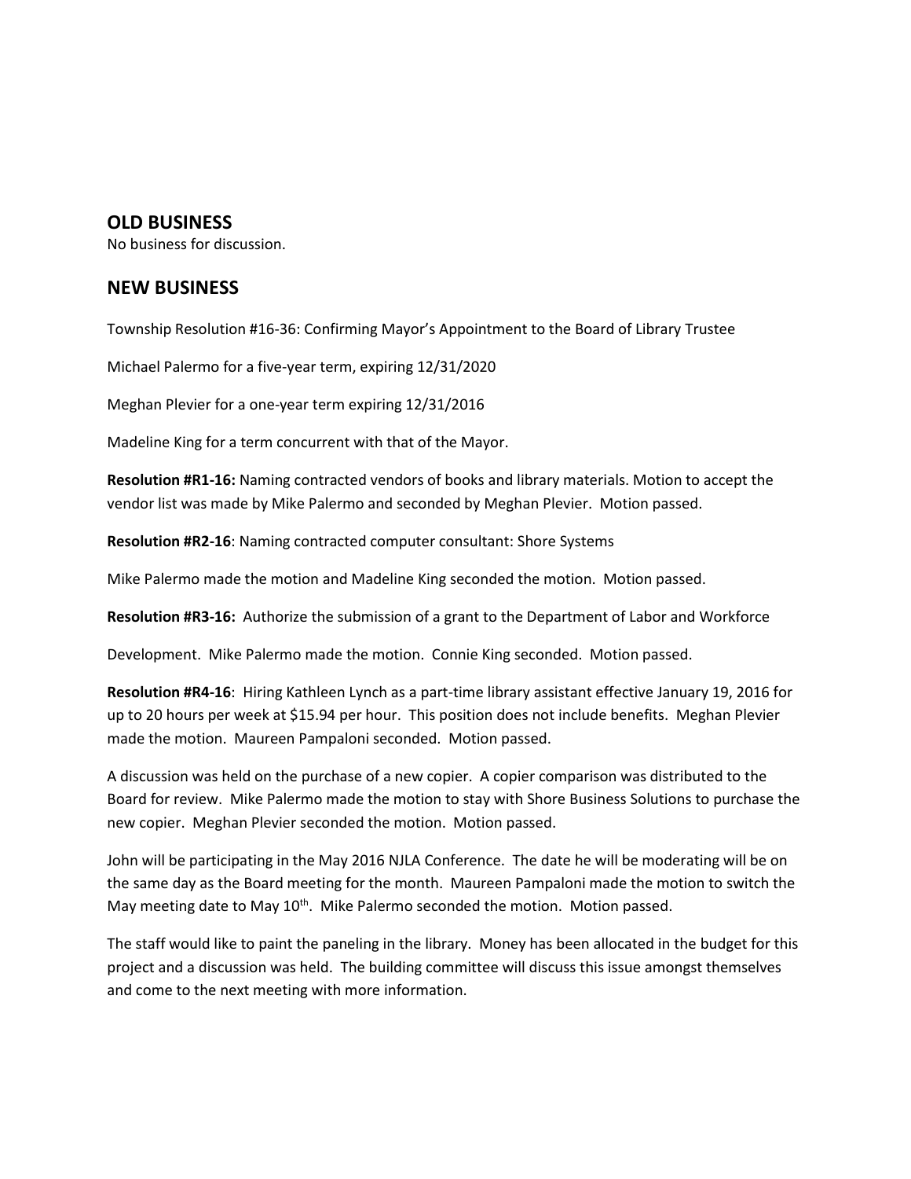## OLD BUSINESS

No business for discussion.

## NEW BUSINESS

Township Resolution #16-36: Confirming Mayor's Appointment to the Board of Library Trustee

Michael Palermo for a five-year term, expiring 12/31/2020

Meghan Plevier for a one-year term expiring 12/31/2016

Madeline King for a term concurrent with that of the Mayor.

**Resolution #R1-16:** Naming contracted vendors of books and library materials. Motion to accept the vendor list was made by Mike Palermo and seconded by Meghan Plevier. Motion passed.

**Resolution #R2-16**: Naming contracted computer consultant: Shore Systems

Mike Palermo made the motion and Madeline King seconded the motion. Motion passed.

**Resolution #R3-16:** Authorize the submission of a grant to the Department of Labor and Workforce

Development. Mike Palermo made the motion. Connie King seconded. Motion passed.

**Resolution #R4-16**: Hiring Kathleen Lynch as a part-time library assistant effective January 19, 2016 for up to 20 hours per week at $15.94 per hour. This position does not include benefits. Meghan Plevier made the motion. Maureen Pampaloni seconded. Motion passed.

A discussion was held on the purchase of a new copier. A copier comparison was distributed to the Board for review. Mike Palermo made the motion to stay with Shore Business Solutions to purchase the new copier. Meghan Plevier seconded the motion. Motion passed.

John will be participating in the May 2016 NJLA Conference. The date he will be moderating will be on the same day as the Board meeting for the month. Maureen Pampaloni made the motion to switch the May meeting date to May 10th. Mike Palermo seconded the motion. Motion passed.

The staff would like to paint the paneling in the library. Money has been allocated in the budget for this project and a discussion was held. The building committee will discuss this issue amongst themselves and come to the next meeting with more information.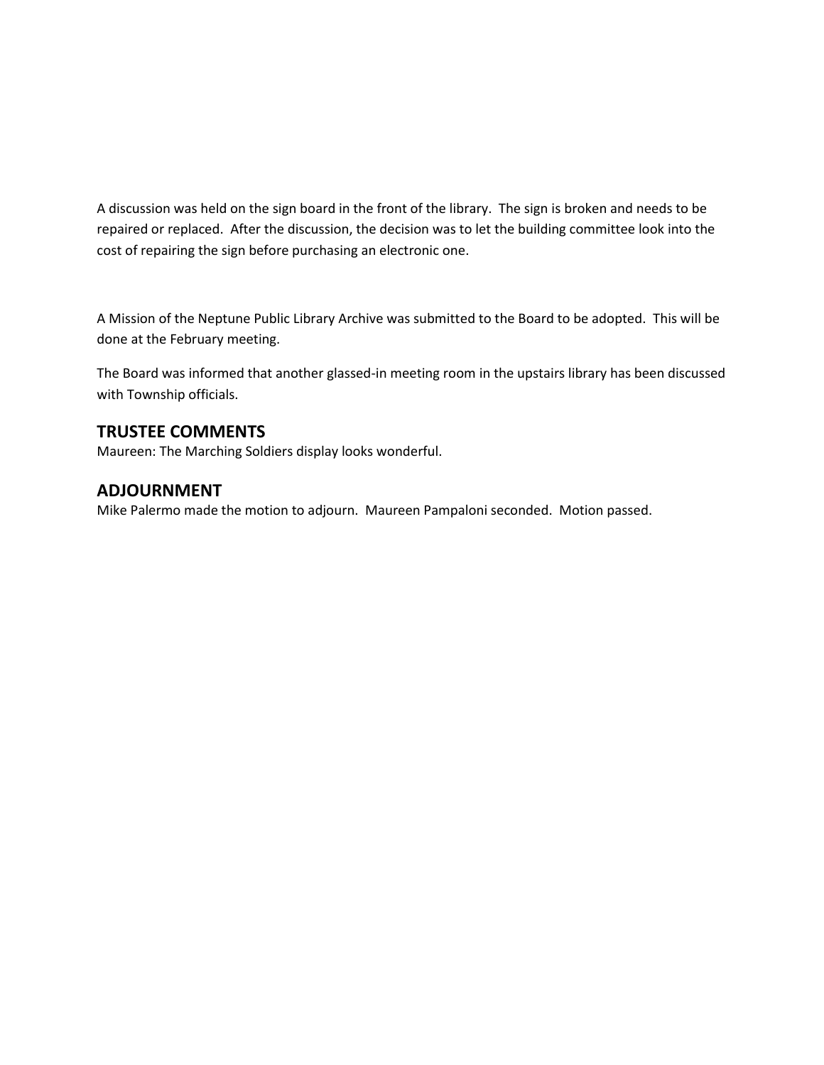A discussion was held on the sign board in the front of the library. The sign is broken and needs to be repaired or replaced. After the discussion, the decision was to let the building committee look into the cost of repairing the sign before purchasing an electronic one.

A Mission of the Neptune Public Library Archive was submitted to the Board to be adopted. This will be done at the February meeting.

The Board was informed that another glassed-in meeting room in the upstairs library has been discussed with Township officials.

## TRUSTEE COMMENTS

Maureen: The Marching Soldiers display looks wonderful.

## ADJOURNMENT

Mike Palermo made the motion to adjourn. Maureen Pampaloni seconded. Motion passed.